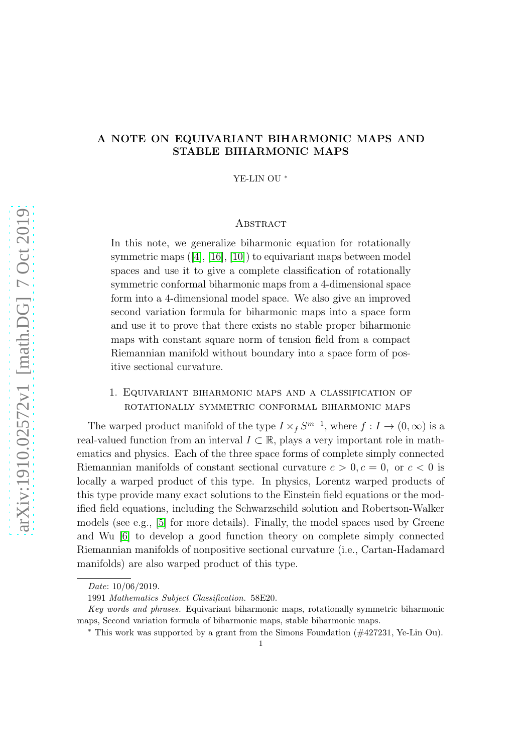# A NOTE ON EQUIVARIANT BIHARMONIC MAPS AND STABLE BIHARMONIC MAPS

YE-LIN OU *

## Abstract

In this note, we generalize biharmonic equation for rotationally symmetric maps ([4], [16], [10]) to equivariant maps between model spaces and use it to give a complete classification of rotationally symmetric conformal biharmonic maps from a 4-dimensional space form into a 4-dimensional model space. We also give an improved second variation formula for biharmonic maps into a space form and use it to prove that there exists no stable proper biharmonic maps with constant square norm of tension field from a compact Riemannian manifold without boundary into a space form of positive sectional curvature.

## 1. Equivariant biharmonic maps and a classification of rotationally symmetric conformal biharmonic maps

The warped product manifold of the type $I \times_f S^{m-1}$, where $f : I \to (0, \infty)$ is a real-valued function from an interval $I \subset \mathbb{R}$, plays a very important role in mathematics and physics. Each of the three space forms of complete simply connected Riemannian manifolds of constant sectional curvature $c > 0, c = 0,$ or $c < 0$ is locally a warped product of this type. In physics, Lorentz warped products of this type provide many exact solutions to the Einstein field equations or the modified field equations, including the Schwarzschild solution and Robertson-Walker models (see e.g., [5] for more details). Finally, the model spaces used by Greene and Wu [6] to develop a good function theory on complete simply connected Riemannian manifolds of nonpositive sectional curvature (i.e., Cartan-Hadamard manifolds) are also warped product of this type.

---

*Date*: 10/06/2019.

1991 *Mathematics Subject Classification.* 58E20.

*Key words and phrases.* Equivariant biharmonic maps, rotationally symmetric biharmonic maps, Second variation formula of biharmonic maps, stable biharmonic maps.

* This work was supported by a grant from the Simons Foundation (#427231, Ye-Lin Ou).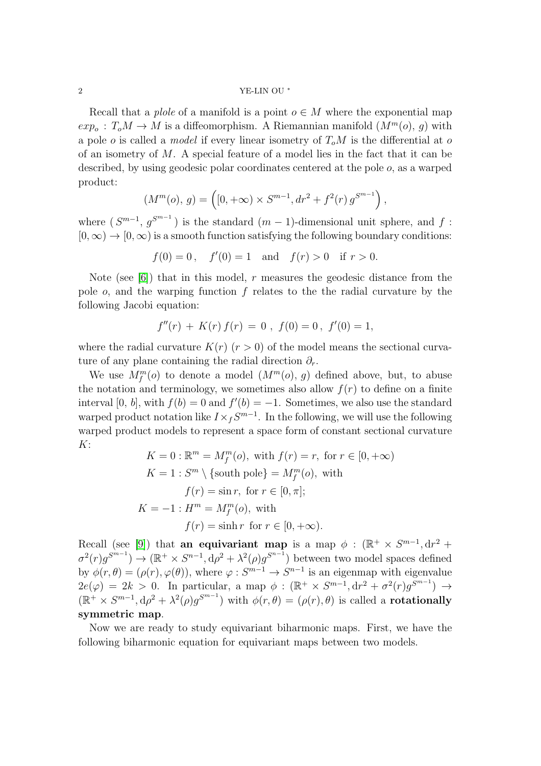Recall that a *plole* of a manifold is a point $o \in M$ where the exponential map $exp_o : T_oM \to M$ is a diffeomorphism. A Riemannian manifold $(M^m(o),\, g)$ with a pole $o$ is called a *model* if every linear isometry of $T_oM$ is the differential at $o$ of an isometry of $M$. A special feature of a model lies in the fact that it can be described, by using geodesic polar coordinates centered at the pole $o$, as a warped product:

$$(M^m(o),\, g) = \left([0, +\infty) \times S^{m-1}, dr^2 + f^2(r)\, g^{S^{m-1}}\right),$$

where $(\, S^{m-1},\, g^{S^{m-1}}\,)$ is the standard $(m-1)$-dimensional unit sphere, and $f : [0, \infty) \to [0, \infty)$ is a smooth function satisfying the following boundary conditions:

$$f(0) = 0\,, \quad f'(0) = 1 \quad \text{and} \quad f(r) > 0 \quad \text{if } r > 0.$$

Note (see [6]) that in this model, $r$ measures the geodesic distance from the pole $o$, and the warping function $f$ relates to the the radial curvature by the following Jacobi equation:

$$f''(r) \,+\, K(r)\, f(r) \,=\, 0\ ,\ f(0) = 0\,,\ f'(0) = 1,$$

where the radial curvature $K(r)$ $(r > 0)$ of the model means the sectional curvature of any plane containing the radial direction $\partial_r$.

We use $M^m_f(o)$ to denote a model $(M^m(o),\, g)$ defined above, but, to abuse the notation and terminology, we sometimes also allow $f(r)$ to define on a finite interval $[0,\, b]$, with $f(b) = 0$ and $f'(b) = -1$. Sometimes, we also use the standard warped product notation like $I \times_f S^{m-1}$. In the following, we will use the following warped product models to represent a space form of constant sectional curvature $K$:

$$\begin{aligned}
&K = 0 : \mathbb{R}^m = M^m_f(o), \text{ with } f(r) = r, \text{ for } r \in [0, +\infty)\\
&K = 1 : S^m \setminus \{\text{south pole}\} = M^m_f(o), \text{ with}\\
&\qquad f(r) = \sin r, \text{ for } r \in [0, \pi];\\
&K = -1 : H^m = M^m_f(o), \text{ with}\\
&\qquad f(r) = \sinh r \text{ for } r \in [0, +\infty).
\end{aligned}$$

Recall (see [9]) that **an equivariant map** is a map $\phi : (\mathbb{R}^+ \times S^{m-1}, \mathrm{d}r^2 + \sigma^2(r) g^{S^{m-1}}) \to (\mathbb{R}^+ \times S^{n-1}, \mathrm{d}\rho^2 + \lambda^2(\rho) g^{S^{n-1}})$ between two model spaces defined by $\phi(r, \theta) = (\rho(r), \varphi(\theta))$, where $\varphi : S^{m-1} \to S^{n-1}$ is an eigenmap with eigenvalue $2e(\varphi) = 2k > 0$. In particular, a map $\phi : (\mathbb{R}^+ \times S^{m-1}, \mathrm{d}r^2 + \sigma^2(r) g^{S^{m-1}}) \to (\mathbb{R}^+ \times S^{m-1}, \mathrm{d}\rho^2 + \lambda^2(\rho) g^{S^{m-1}})$ with $\phi(r, \theta) = (\rho(r), \theta)$ is called a **rotationally symmetric map**.

Now we are ready to study equivariant biharmonic maps. First, we have the following biharmonic equation for equivariant maps between two models.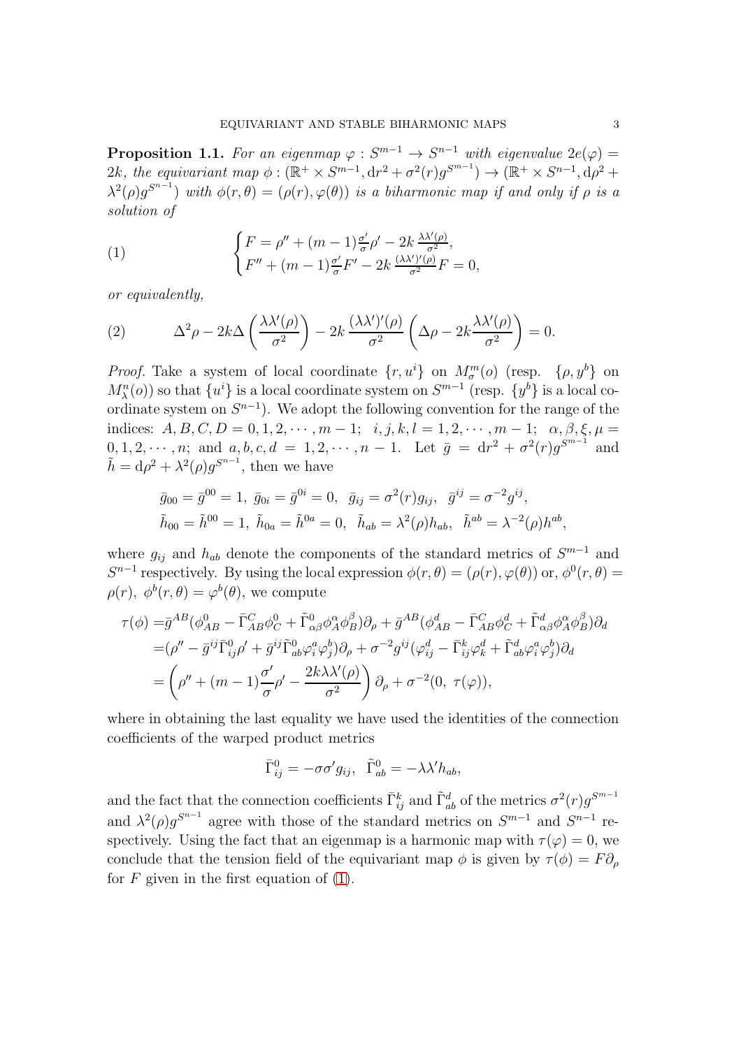**Proposition 1.1.** *For an eigenmap $\varphi : S^{m-1} \to S^{n-1}$ with eigenvalue $2e(\varphi) = 2k$, the equivariant map $\phi : (\mathbb{R}^+ \times S^{m-1}, \mathrm{d}r^2 + \sigma^2(r)g^{S^{m-1}}) \to (\mathbb{R}^+ \times S^{n-1}, \mathrm{d}\rho^2 + \lambda^2(\rho)g^{S^{n-1}})$ with $\phi(r, \theta) = (\rho(r), \varphi(\theta))$ is a biharmonic map if and only if $\rho$ is a solution of*

$$
(1) \qquad \begin{cases} F = \rho'' + (m-1)\frac{\sigma'}{\sigma}\rho' - 2k\,\frac{\lambda\lambda'(\rho)}{\sigma^2}, \\ F'' + (m-1)\frac{\sigma'}{\sigma}F' - 2k\,\frac{(\lambda\lambda')'(\rho)}{\sigma^2}F = 0, \end{cases}
$$

*or equivalently,*

$$
(2) \qquad \Delta^2\rho - 2k\Delta\left(\frac{\lambda\lambda'(\rho)}{\sigma^2}\right) - 2k\,\frac{(\lambda\lambda')'(\rho)}{\sigma^2}\left(\Delta\rho - 2k\frac{\lambda\lambda'(\rho)}{\sigma^2}\right) = 0.
$$

*Proof.* Take a system of local coordinate $\{r, u^i\}$ on $M^m_\sigma(o)$ (resp. $\{\rho, y^b\}$ on $M^n_\lambda(o)$) so that $\{u^i\}$ is a local coordinate system on $S^{m-1}$ (resp. $\{y^b\}$ is a local coordinate system on $S^{n-1}$). We adopt the following convention for the range of the indices: $A, B, C, D = 0, 1, 2, \cdots, m-1$; $i, j, k, l = 1, 2, \cdots, m-1$; $\alpha, \beta, \xi, \mu = 0, 1, 2, \cdots, n$; and $a, b, c, d = 1, 2, \cdots, n-1$. Let $\bar{g} = \mathrm{d}r^2 + \sigma^2(r)g^{S^{m-1}}$ and $\tilde{h} = \mathrm{d}\rho^2 + \lambda^2(\rho)g^{S^{n-1}}$, then we have

$$
\bar{g}_{00} = \bar{g}^{00} = 1,\ \bar{g}_{0i} = \bar{g}^{0i} = 0,\ \bar{g}_{ij} = \sigma^2(r)g_{ij},\ \bar{g}^{ij} = \sigma^{-2}g^{ij},
$$
$$
\tilde{h}_{00} = \tilde{h}^{00} = 1,\ \tilde{h}_{0a} = \tilde{h}^{0a} = 0,\ \tilde{h}_{ab} = \lambda^2(\rho)h_{ab},\ \tilde{h}^{ab} = \lambda^{-2}(\rho)h^{ab},
$$

where $g_{ij}$ and $h_{ab}$ denote the components of the standard metrics of $S^{m-1}$ and $S^{n-1}$ respectively. By using the local expression $\phi(r, \theta) = (\rho(r), \varphi(\theta))$ or, $\phi^0(r, \theta) = \rho(r),\ \phi^b(r, \theta) = \varphi^b(\theta)$, we compute

$$
\begin{aligned}
\tau(\phi) =& \bar{g}^{AB}(\phi^0_{AB} - \bar{\Gamma}^C_{AB}\phi^0_C + \tilde{\Gamma}^0_{\alpha\beta}\phi^\alpha_A\phi^\beta_B)\partial_\rho + \bar{g}^{AB}(\phi^d_{AB} - \bar{\Gamma}^C_{AB}\phi^d_C + \tilde{\Gamma}^d_{\alpha\beta}\phi^\alpha_A\phi^\beta_B)\partial_d \\
=& (\rho'' - \bar{g}^{ij}\bar{\Gamma}^0_{ij}\rho' + \bar{g}^{ij}\tilde{\Gamma}^0_{ab}\varphi^a_i\varphi^b_j)\partial_\rho + \sigma^{-2}g^{ij}(\varphi^d_{ij} - \bar{\Gamma}^k_{ij}\varphi^d_k + \tilde{\Gamma}^d_{ab}\varphi^a_i\varphi^b_j)\partial_d \\
=& \left(\rho'' + (m-1)\frac{\sigma'}{\sigma}\rho' - \frac{2k\lambda\lambda'(\rho)}{\sigma^2}\right)\partial_\rho + \sigma^{-2}(0,\ \tau(\varphi)),
\end{aligned}
$$

where in obtaining the last equality we have used the identities of the connection coefficients of the warped product metrics

$$
\bar{\Gamma}^0_{ij} = -\sigma\sigma' g_{ij},\ \ \tilde{\Gamma}^0_{ab} = -\lambda\lambda' h_{ab},
$$

and the fact that the connection coefficients $\bar{\Gamma}^k_{ij}$ and $\tilde{\Gamma}^d_{ab}$ of the metrics $\sigma^2(r)g^{S^{m-1}}$ and $\lambda^2(\rho)g^{S^{n-1}}$ agree with those of the standard metrics on $S^{m-1}$ and $S^{n-1}$ respectively. Using the fact that an eigenmap is a harmonic map with $\tau(\varphi) = 0$, we conclude that the tension field of the equivariant map $\phi$ is given by $\tau(\phi) = F\partial_\rho$ for $F$ given in the first equation of (1).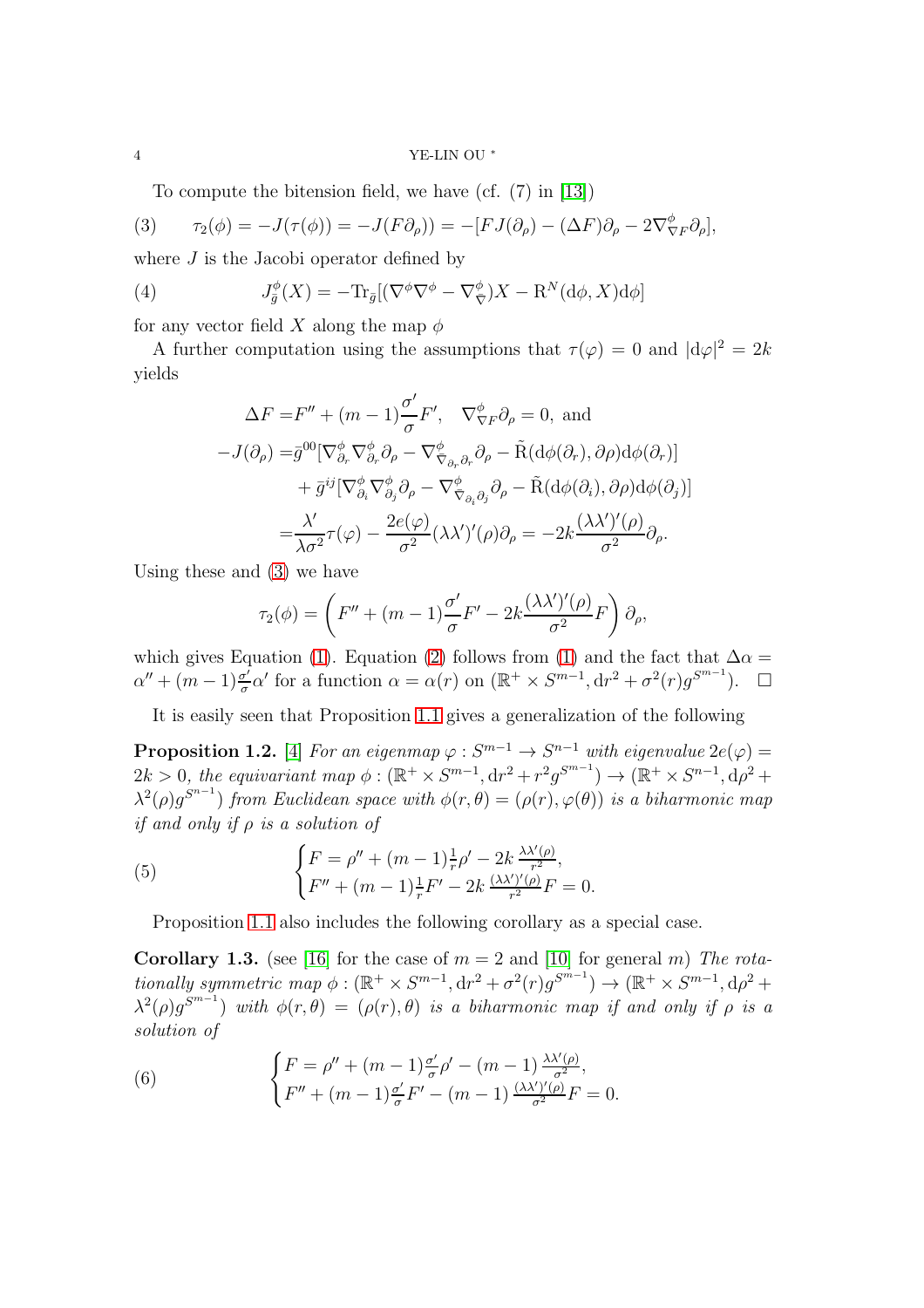To compute the bitension field, we have (cf. (7) in [13])

$$\tau_2(\phi) = -J(\tau(\phi)) = -J(F\partial_\rho)) = -[FJ(\partial_\rho) - (\Delta F)\partial_\rho - 2\nabla^\phi_{\nabla F}\partial_\rho], \tag{3}$$

where $J$ is the Jacobi operator defined by

$$J^\phi_{\bar g}(X) = -\mathrm{Tr}_{\bar g}[(\nabla^\phi\nabla^\phi - \nabla^\phi_{\bar\nabla})X - \mathrm{R}^N(\mathrm{d}\phi, X)\mathrm{d}\phi] \tag{4}$$

for any vector field $X$ along the map $\phi$

A further computation using the assumptions that $\tau(\varphi) = 0$ and $|\mathrm{d}\varphi|^2 = 2k$ yields

$$\begin{aligned}
\Delta F =& F'' + (m-1)\frac{\sigma'}{\sigma}F', \quad \nabla^\phi_{\nabla F}\partial_\rho = 0, \text{ and}\\
-J(\partial_\rho) =& \bar g^{00}[\nabla^\phi_{\partial_r}\nabla^\phi_{\partial_r}\partial_\rho - \nabla^\phi_{\tilde\nabla_{\partial_r}\partial_r}\partial_\rho - \tilde{\mathrm{R}}(\mathrm{d}\phi(\partial_r), \partial\rho)\mathrm{d}\phi(\partial_r)]\\
&+ \bar g^{ij}[\nabla^\phi_{\partial_i}\nabla^\phi_{\partial_j}\partial_\rho - \nabla^\phi_{\tilde\nabla_{\partial_i}\partial_j}\partial_\rho - \tilde{\mathrm{R}}(\mathrm{d}\phi(\partial_i), \partial\rho)\mathrm{d}\phi(\partial_j)]\\
=& \frac{\lambda'}{\lambda\sigma^2}\tau(\varphi) - \frac{2e(\varphi)}{\sigma^2}(\lambda\lambda')'(\rho)\partial_\rho = -2k\frac{(\lambda\lambda')'(\rho)}{\sigma^2}\partial_\rho.
\end{aligned}$$

Using these and (3) we have

$$\tau_2(\phi) = \left(F'' + (m-1)\frac{\sigma'}{\sigma}F' - 2k\frac{(\lambda\lambda')'(\rho)}{\sigma^2}F\right)\partial_\rho,$$

which gives Equation (1). Equation (2) follows from (1) and the fact that $\Delta\alpha = \alpha'' + (m-1)\frac{\sigma'}{\sigma}\alpha'$ for a function $\alpha = \alpha(r)$ on $(\mathbb{R}^+ \times S^{m-1}, \mathrm{d}r^2 + \sigma^2(r)g^{S^{m-1}})$. $\square$

It is easily seen that Proposition 1.1 gives a generalization of the following

**Proposition 1.2.** [4] *For an eigenmap $\varphi : S^{m-1} \to S^{n-1}$ with eigenvalue $2e(\varphi) = 2k > 0$, the equivariant map $\phi : (\mathbb{R}^+ \times S^{m-1}, \mathrm{d}r^2 + r^2 g^{S^{m-1}}) \to (\mathbb{R}^+ \times S^{n-1}, \mathrm{d}\rho^2 + \lambda^2(\rho)g^{S^{n-1}})$ from Euclidean space with $\phi(r, \theta) = (\rho(r), \varphi(\theta))$ is a biharmonic map if and only if $\rho$ is a solution of*

$$\begin{cases} F = \rho'' + (m-1)\frac{1}{r}\rho' - 2k\,\frac{\lambda\lambda'(\rho)}{r^2}, \\ F'' + (m-1)\frac{1}{r}F' - 2k\,\frac{(\lambda\lambda')'(\rho)}{r^2}F = 0. \end{cases} \tag{5}$$

Proposition 1.1 also includes the following corollary as a special case.

**Corollary 1.3.** (see [16] for the case of $m = 2$ and [10] for general $m$) *The rotationally symmetric map $\phi : (\mathbb{R}^+ \times S^{m-1}, \mathrm{d}r^2 + \sigma^2(r)g^{S^{m-1}}) \to (\mathbb{R}^+ \times S^{m-1}, \mathrm{d}\rho^2 + \lambda^2(\rho)g^{S^{m-1}})$ with $\phi(r, \theta) = (\rho(r), \theta)$ is a biharmonic map if and only if $\rho$ is a solution of*

$$\begin{cases} F = \rho'' + (m-1)\frac{\sigma'}{\sigma}\rho' - (m-1)\,\frac{\lambda\lambda'(\rho)}{\sigma^2}, \\ F'' + (m-1)\frac{\sigma'}{\sigma}F' - (m-1)\,\frac{(\lambda\lambda')'(\rho)}{\sigma^2}F = 0. \end{cases} \tag{6}$$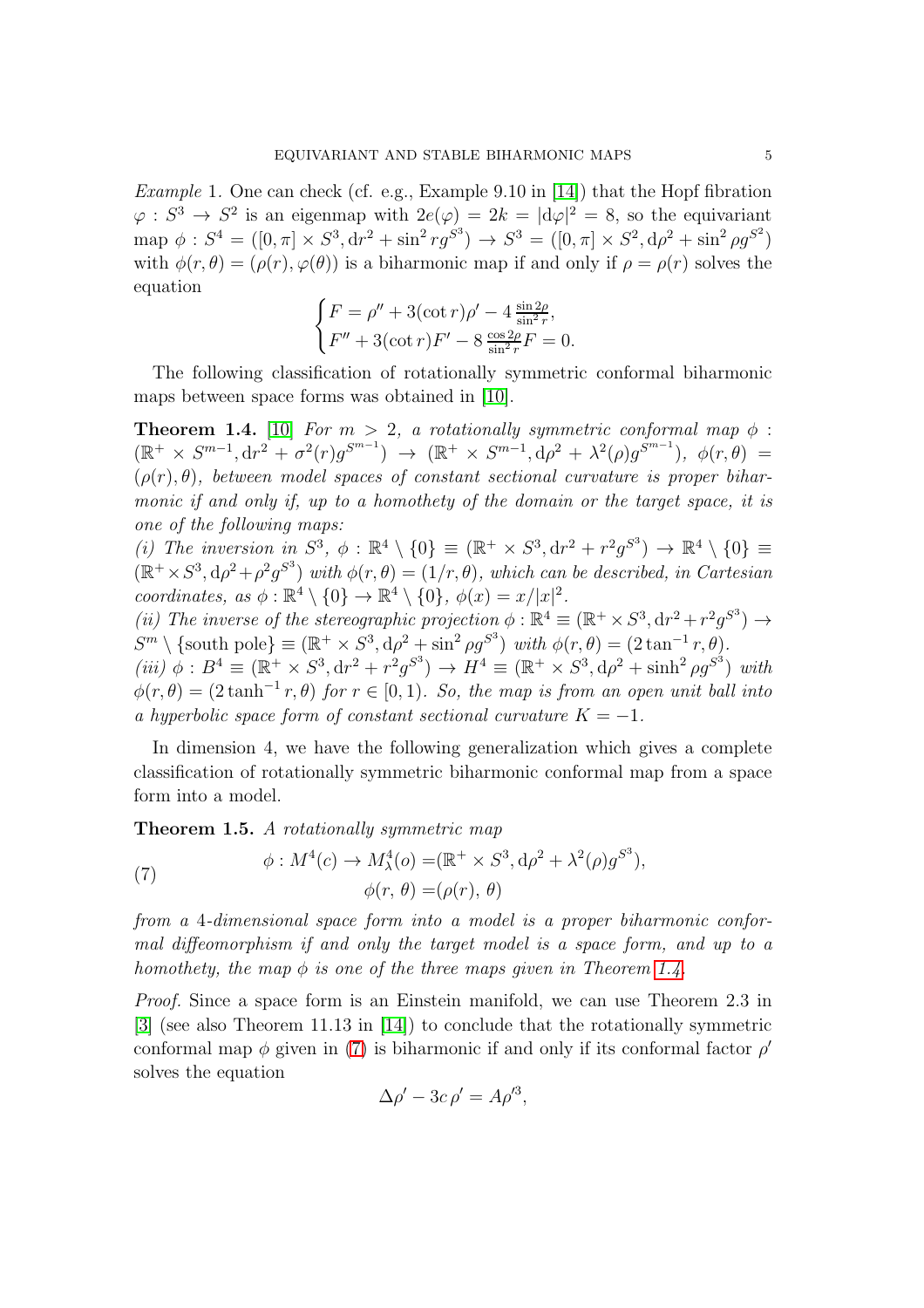*Example* 1. One can check (cf. e.g., Example 9.10 in [14]) that the Hopf fibration $\varphi: S^3 \to S^2$ is an eigenmap with $2e(\varphi) = 2k = |\mathrm{d}\varphi|^2 = 8$, so the equivariant map $\phi: S^4 = ([0,\pi]\times S^3, \mathrm{d}r^2 + \sin^2 r g^{S^3}) \to S^3 = ([0,\pi]\times S^2, \mathrm{d}\rho^2 + \sin^2\rho g^{S^2})$ with $\phi(r,\theta) = (\rho(r), \varphi(\theta))$ is a biharmonic map if and only if $\rho = \rho(r)$ solves the equation

$$\begin{cases} F = \rho'' + 3(\cot r)\rho' - 4\frac{\sin 2\rho}{\sin^2 r}, \\ F'' + 3(\cot r)F' - 8\frac{\cos 2\rho}{\sin^2 r}F = 0. \end{cases}$$

The following classification of rotationally symmetric conformal biharmonic maps between space forms was obtained in [10].

**Theorem 1.4.** [10] *For $m > 2$, a rotationally symmetric conformal map $\phi: (\mathbb{R}^+ \times S^{m-1}, \mathrm{d}r^2 + \sigma^2(r)g^{S^{m-1}}) \to (\mathbb{R}^+ \times S^{m-1}, \mathrm{d}\rho^2 + \lambda^2(\rho)g^{S^{m-1}})$, $\phi(r,\theta) = (\rho(r),\theta)$, between model spaces of constant sectional curvature is proper biharmonic if and only if, up to a homothety of the domain or the target space, it is one of the following maps:*

*(i) The inversion in $S^3$, $\phi: \mathbb{R}^4\setminus\{0\} \equiv (\mathbb{R}^+ \times S^3, \mathrm{d}r^2 + r^2 g^{S^3}) \to \mathbb{R}^4\setminus\{0\} \equiv (\mathbb{R}^+\times S^3, \mathrm{d}\rho^2 + \rho^2 g^{S^3})$ with $\phi(r,\theta) = (1/r, \theta)$, which can be described, in Cartesian coordinates, as $\phi: \mathbb{R}^4\setminus\{0\} \to \mathbb{R}^4\setminus\{0\}$, $\phi(x) = x/|x|^2$.*

*(ii) The inverse of the stereographic projection $\phi: \mathbb{R}^4 \equiv (\mathbb{R}^+\times S^3, \mathrm{d}r^2 + r^2 g^{S^3}) \to S^m\setminus\{\text{south pole}\} \equiv (\mathbb{R}^+\times S^3, \mathrm{d}\rho^2 + \sin^2\rho g^{S^3})$ with $\phi(r,\theta) = (2\tan^{-1} r, \theta)$.*

*(iii) $\phi: B^4 \equiv (\mathbb{R}^+\times S^3, \mathrm{d}r^2 + r^2 g^{S^3}) \to H^4 \equiv (\mathbb{R}^+\times S^3, \mathrm{d}\rho^2 + \sinh^2\rho g^{S^3})$ with $\phi(r,\theta) = (2\tanh^{-1} r, \theta)$ for $r\in[0,1)$. So, the map is from an open unit ball into a hyperbolic space form of constant sectional curvature $K = -1$.*

In dimension 4, we have the following generalization which gives a complete classification of rotationally symmetric biharmonic conformal map from a space form into a model.

**Theorem 1.5.** *A rotationally symmetric map*

$$\begin{aligned} \phi: M^4(c) \to M^4_\lambda(o) =& (\mathbb{R}^+\times S^3, \mathrm{d}\rho^2 + \lambda^2(\rho)g^{S^3}), \\ \phi(r,\theta) =& (\rho(r),\theta) \end{aligned} \tag{7}$$

*from a 4-dimensional space form into a model is a proper biharmonic conformal diffeomorphism if and only the target model is a space form, and up to a homothety, the map $\phi$ is one of the three maps given in Theorem 1.4.*

*Proof.* Since a space form is an Einstein manifold, we can use Theorem 2.3 in [3] (see also Theorem 11.13 in [14]) to conclude that the rotationally symmetric conformal map $\phi$ given in (7) is biharmonic if and only if its conformal factor $\rho'$ solves the equation

$$\Delta\rho' - 3c\,\rho' = A\rho'^3,$$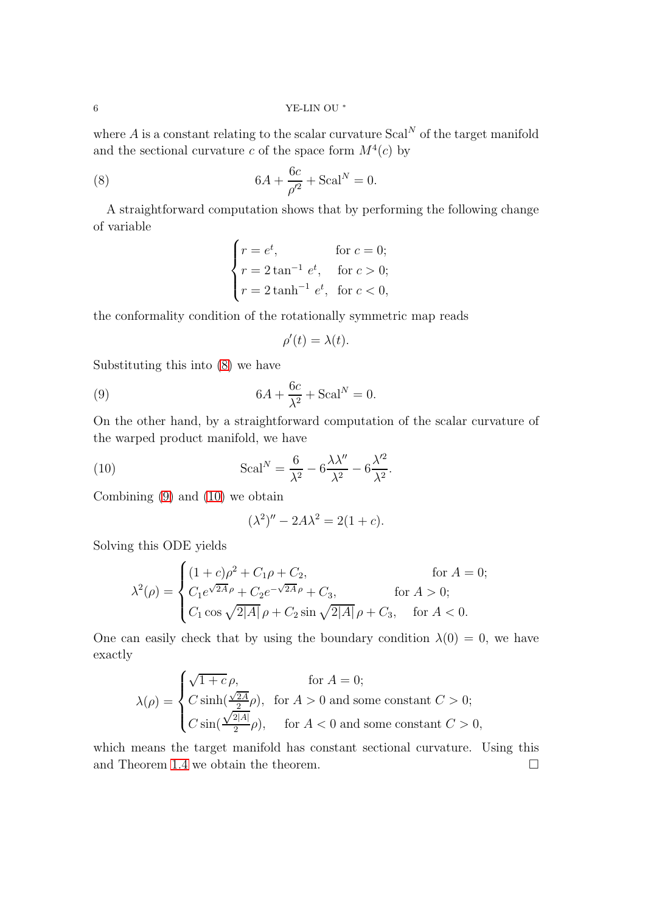where $A$ is a constant relating to the scalar curvature $\mathrm{Scal}^N$ of the target manifold and the sectional curvature $c$ of the space form $M^4(c)$ by

$$6A + \frac{6c}{\rho'^2} + \mathrm{Scal}^N = 0. \tag{8}$$

A straightforward computation shows that by performing the following change of variable

$$\begin{cases} r = e^t, & \text{for } c = 0; \\ r = 2\tan^{-1} e^t, & \text{for } c > 0; \\ r = 2\tanh^{-1} e^t, & \text{for } c < 0, \end{cases}$$

the conformality condition of the rotationally symmetric map reads

$$\rho'(t) = \lambda(t).$$

Substituting this into (8) we have

$$6A + \frac{6c}{\lambda^2} + \mathrm{Scal}^N = 0. \tag{9}$$

On the other hand, by a straightforward computation of the scalar curvature of the warped product manifold, we have

$$\mathrm{Scal}^N = \frac{6}{\lambda^2} - 6\frac{\lambda\lambda''}{\lambda^2} - 6\frac{\lambda'^2}{\lambda^2}. \tag{10}$$

Combining (9) and (10) we obtain

$$(\lambda^2)'' - 2A\lambda^2 = 2(1+c).$$

Solving this ODE yields

$$\lambda^2(\rho) = \begin{cases} (1+c)\rho^2 + C_1\rho + C_2, & \text{for } A = 0; \\ C_1 e^{\sqrt{2A}\,\rho} + C_2 e^{-\sqrt{2A}\,\rho} + C_3, & \text{for } A > 0; \\ C_1 \cos\sqrt{2|A|}\,\rho + C_2 \sin\sqrt{2|A|}\,\rho + C_3, & \text{for } A < 0. \end{cases}$$

One can easily check that by using the boundary condition $\lambda(0) = 0$, we have exactly

$$\lambda(\rho) = \begin{cases} \sqrt{1+c}\,\rho, & \text{for } A = 0; \\ C\sinh(\frac{\sqrt{2A}}{2}\rho), & \text{for } A > 0 \text{ and some constant } C > 0; \\ C\sin(\frac{\sqrt{2|A|}}{2}\rho), & \text{for } A < 0 \text{ and some constant } C > 0, \end{cases}$$

which means the target manifold has constant sectional curvature. Using this and Theorem 1.4 we obtain the theorem. $\square$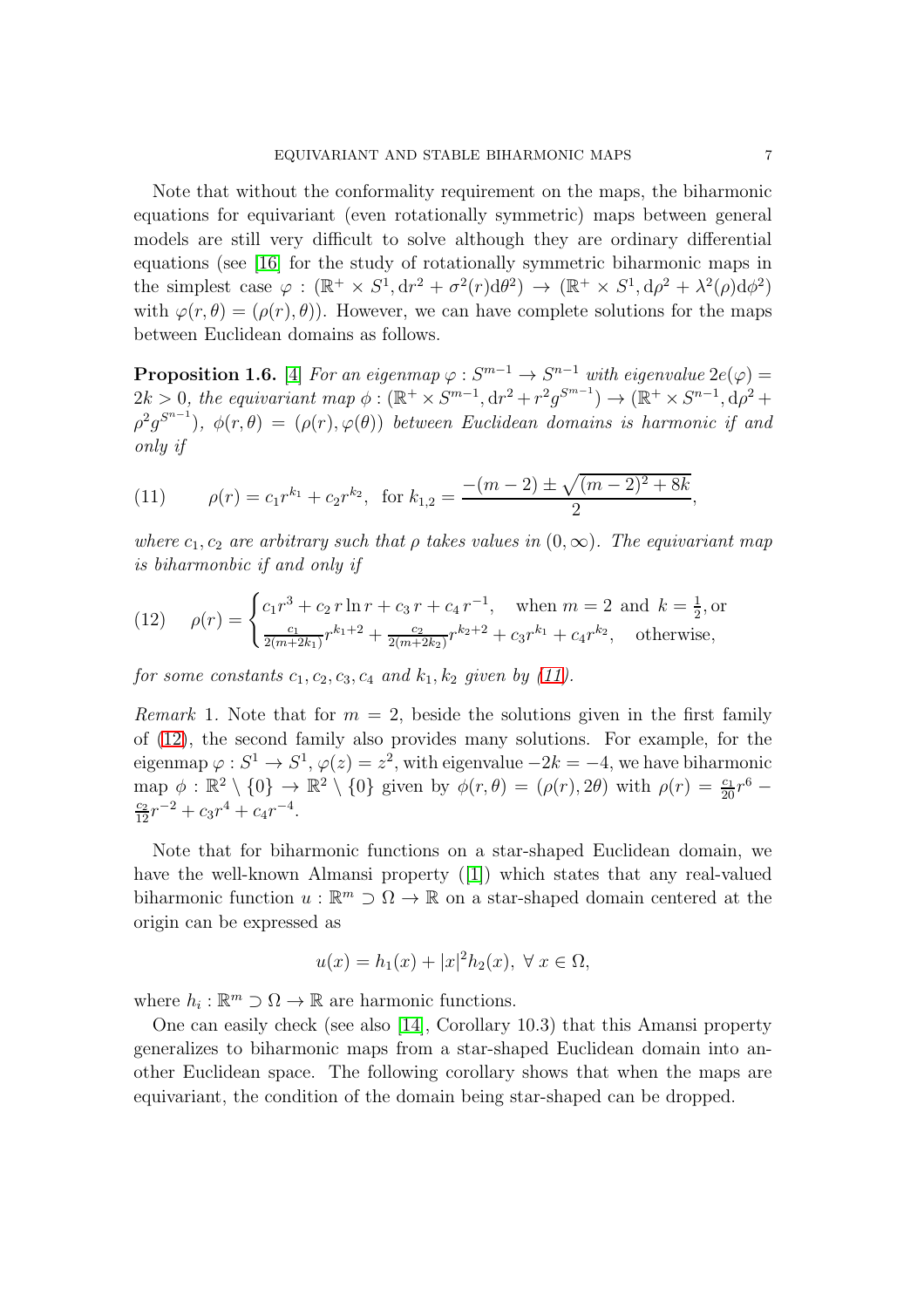Note that without the conformality requirement on the maps, the biharmonic equations for equivariant (even rotationally symmetric) maps between general models are still very difficult to solve although they are ordinary differential equations (see [16] for the study of rotationally symmetric biharmonic maps in the simplest case $\varphi : (\mathbb{R}^+ \times S^1, \mathrm{d}r^2 + \sigma^2(r)\mathrm{d}\theta^2) \to (\mathbb{R}^+ \times S^1, \mathrm{d}\rho^2 + \lambda^2(\rho)\mathrm{d}\phi^2)$ with $\varphi(r,\theta) = (\rho(r),\theta)$). However, we can have complete solutions for the maps between Euclidean domains as follows.

**Proposition 1.6.** [4] *For an eigenmap $\varphi : S^{m-1} \to S^{n-1}$ with eigenvalue $2e(\varphi) = 2k > 0$, the equivariant map $\phi : (\mathbb{R}^+ \times S^{m-1}, \mathrm{d}r^2 + r^2 g^{S^{m-1}}) \to (\mathbb{R}^+ \times S^{n-1}, \mathrm{d}\rho^2 + \rho^2 g^{S^{n-1}})$, $\phi(r,\theta) = (\rho(r), \varphi(\theta))$ between Euclidean domains is harmonic if and only if*

$$\rho(r) = c_1 r^{k_1} + c_2 r^{k_2}, \text{ for } k_{1,2} = \frac{-(m-2) \pm \sqrt{(m-2)^2 + 8k}}{2}, \tag{11}$$

*where $c_1, c_2$ are arbitrary such that $\rho$ takes values in $(0,\infty)$. The equivariant map is biharmonbic if and only if*

$$\rho(r) = \begin{cases} c_1 r^3 + c_2\, r \ln r + c_3\, r + c_4\, r^{-1}, & \text{when } m = 2 \text{ and } k = \frac{1}{2}, \text{or} \\ \frac{c_1}{2(m+2k_1)} r^{k_1+2} + \frac{c_2}{2(m+2k_2)} r^{k_2+2} + c_3 r^{k_1} + c_4 r^{k_2}, & \text{otherwise,} \end{cases} \tag{12}$$

*for some constants $c_1, c_2, c_3, c_4$ and $k_1, k_2$ given by (11).*

*Remark* 1. Note that for $m = 2$, beside the solutions given in the first family of (12), the second family also provides many solutions. For example, for the eigenmap $\varphi : S^1 \to S^1$, $\varphi(z) = z^2$, with eigenvalue $-2k = -4$, we have biharmonic map $\phi : \mathbb{R}^2 \setminus \{0\} \to \mathbb{R}^2 \setminus \{0\}$ given by $\phi(r,\theta) = (\rho(r), 2\theta)$ with $\rho(r) = \frac{c_1}{20} r^6 - \frac{c_2}{12} r^{-2} + c_3 r^4 + c_4 r^{-4}$.

Note that for biharmonic functions on a star-shaped Euclidean domain, we have the well-known Almansi property ([1]) which states that any real-valued biharmonic function $u : \mathbb{R}^m \supset \Omega \to \mathbb{R}$ on a star-shaped domain centered at the origin can be expressed as

$$u(x) = h_1(x) + |x|^2 h_2(x), \ \forall\, x \in \Omega,$$

where $h_i : \mathbb{R}^m \supset \Omega \to \mathbb{R}$ are harmonic functions.

One can easily check (see also [14], Corollary 10.3) that this Amansi property generalizes to biharmonic maps from a star-shaped Euclidean domain into another Euclidean space. The following corollary shows that when the maps are equivariant, the condition of the domain being star-shaped can be dropped.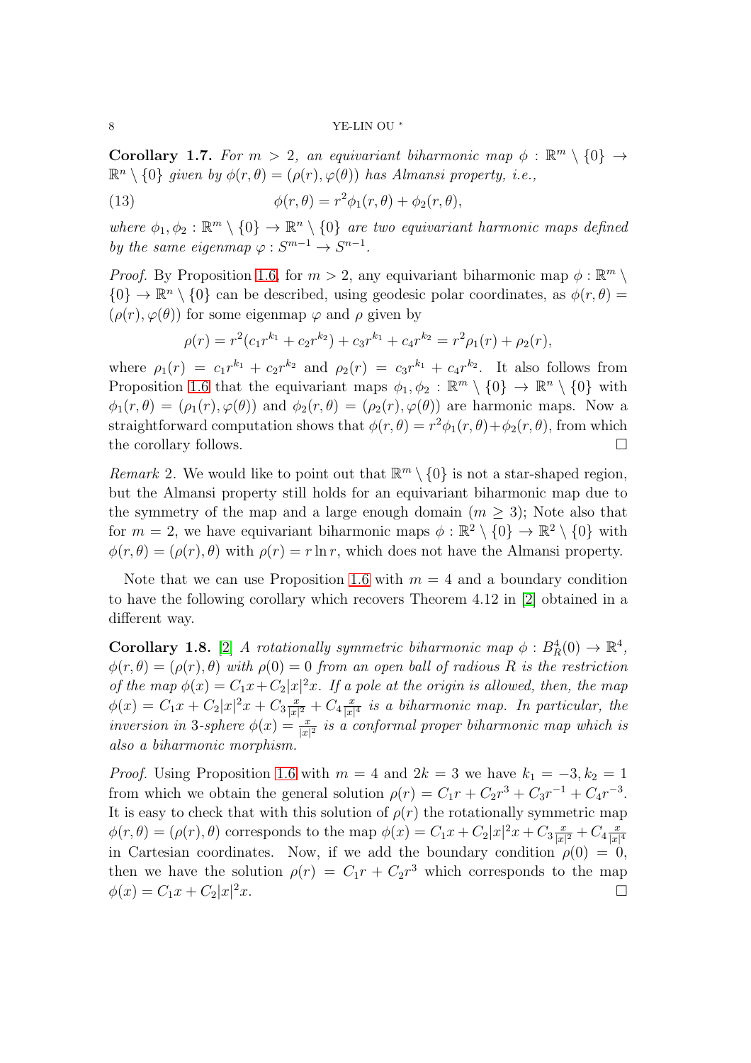**Corollary 1.7.** *For $m > 2$, an equivariant biharmonic map $\phi : \mathbb{R}^m \setminus \{0\} \to \mathbb{R}^n \setminus \{0\}$ given by $\phi(r, \theta) = (\rho(r), \varphi(\theta))$ has Almansi property, i.e.,*

$$\phi(r, \theta) = r^2 \phi_1(r, \theta) + \phi_2(r, \theta), \tag{13}$$

*where $\phi_1, \phi_2 : \mathbb{R}^m \setminus \{0\} \to \mathbb{R}^n \setminus \{0\}$ are two equivariant harmonic maps defined by the same eigenmap $\varphi : S^{m-1} \to S^{n-1}$.*

*Proof.* By Proposition 1.6, for $m > 2$, any equivariant biharmonic map $\phi : \mathbb{R}^m \setminus \{0\} \to \mathbb{R}^n \setminus \{0\}$ can be described, using geodesic polar coordinates, as $\phi(r, \theta) = (\rho(r), \varphi(\theta))$ for some eigenmap $\varphi$ and $\rho$ given by

$$\rho(r) = r^2(c_1 r^{k_1} + c_2 r^{k_2}) + c_3 r^{k_1} + c_4 r^{k_2} = r^2 \rho_1(r) + \rho_2(r),$$

where $\rho_1(r) = c_1 r^{k_1} + c_2 r^{k_2}$ and $\rho_2(r) = c_3 r^{k_1} + c_4 r^{k_2}$. It also follows from Proposition 1.6 that the equivariant maps $\phi_1, \phi_2 : \mathbb{R}^m \setminus \{0\} \to \mathbb{R}^n \setminus \{0\}$ with $\phi_1(r, \theta) = (\rho_1(r), \varphi(\theta))$ and $\phi_2(r, \theta) = (\rho_2(r), \varphi(\theta))$ are harmonic maps. Now a straightforward computation shows that $\phi(r, \theta) = r^2 \phi_1(r, \theta) + \phi_2(r, \theta)$, from which the corollary follows. □

*Remark* 2. We would like to point out that $\mathbb{R}^m \setminus \{0\}$ is not a star-shaped region, but the Almansi property still holds for an equivariant biharmonic map due to the symmetry of the map and a large enough domain ($m \geq 3$); Note also that for $m = 2$, we have equivariant biharmonic maps $\phi : \mathbb{R}^2 \setminus \{0\} \to \mathbb{R}^2 \setminus \{0\}$ with $\phi(r, \theta) = (\rho(r), \theta)$ with $\rho(r) = r \ln r$, which does not have the Almansi property.

Note that we can use Proposition 1.6 with $m = 4$ and a boundary condition to have the following corollary which recovers Theorem 4.12 in [2] obtained in a different way.

**Corollary 1.8.** [2] *A rotationally symmetric biharmonic map $\phi : B_R^4(0) \to \mathbb{R}^4$, $\phi(r, \theta) = (\rho(r), \theta)$ with $\rho(0) = 0$ from an open ball of radious $R$ is the restriction of the map $\phi(x) = C_1 x + C_2 |x|^2 x$. If a pole at the origin is allowed, then, the map $\phi(x) = C_1 x + C_2 |x|^2 x + C_3 \frac{x}{|x|^2} + C_4 \frac{x}{|x|^4}$ is a biharmonic map. In particular, the inversion in 3-sphere $\phi(x) = \frac{x}{|x|^2}$ is a conformal proper biharmonic map which is also a biharmonic morphism.*

*Proof.* Using Proposition 1.6 with $m = 4$ and $2k = 3$ we have $k_1 = -3, k_2 = 1$ from which we obtain the general solution $\rho(r) = C_1 r + C_2 r^3 + C_3 r^{-1} + C_4 r^{-3}$. It is easy to check that with this solution of $\rho(r)$ the rotationally symmetric map $\phi(r, \theta) = (\rho(r), \theta)$ corresponds to the map $\phi(x) = C_1 x + C_2 |x|^2 x + C_3 \frac{x}{|x|^2} + C_4 \frac{x}{|x|^4}$ in Cartesian coordinates. Now, if we add the boundary condition $\rho(0) = 0$, then we have the solution $\rho(r) = C_1 r + C_2 r^3$ which corresponds to the map $\phi(x) = C_1 x + C_2 |x|^2 x$. □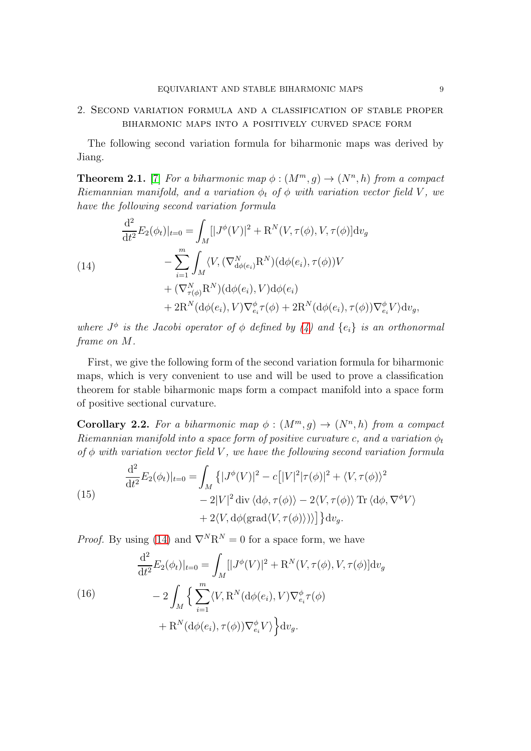## 2. Second variation formula and a classification of stable proper biharmonic maps into a positively curved space form

The following second variation formula for biharmonic maps was derived by Jiang.

**Theorem 2.1.** [7] *For a biharmonic map $\phi : (M^m, g) \to (N^n, h)$ from a compact Riemannian manifold, and a variation $\phi_t$ of $\phi$ with variation vector field $V$, we have the following second variation formula*

$$
\begin{aligned}
\frac{\mathrm{d}^2}{\mathrm{d}t^2}E_2(\phi_t)|_{t=0} = & \int_M [|J^\phi(V)|^2 + \mathrm{R}^N(V, \tau(\phi), V, \tau(\phi)]\mathrm{d}v_g \\
& - \sum_{i=1}^m \int_M \langle V, (\nabla^N_{\mathrm{d}\phi(e_i)}\mathrm{R}^N)(\mathrm{d}\phi(e_i), \tau(\phi))V \\
& + (\nabla^N_{\tau(\phi)}\mathrm{R}^N)(\mathrm{d}\phi(e_i), V)\mathrm{d}\phi(e_i) \\
& + 2\mathrm{R}^N(\mathrm{d}\phi(e_i), V)\nabla^\phi_{e_i}\tau(\phi) + 2\mathrm{R}^N(\mathrm{d}\phi(e_i), \tau(\phi))\nabla^\phi_{e_i}V\rangle \mathrm{d}v_g,
\end{aligned}
\tag{14}
$$

*where $J^\phi$ is the Jacobi operator of $\phi$ defined by (4) and $\{e_i\}$ is an orthonormal frame on $M$.*

First, we give the following form of the second variation formula for biharmonic maps, which is very convenient to use and will be used to prove a classification theorem for stable biharmonic maps form a compact manifold into a space form of positive sectional curvature.

**Corollary 2.2.** *For a biharmonic map $\phi : (M^m, g) \to (N^n, h)$ from a compact Riemannian manifold into a space form of positive curvature $c$, and a variation $\phi_t$ of $\phi$ with variation vector field $V$, we have the following second variation formula*

$$
\begin{aligned}
\frac{\mathrm{d}^2}{\mathrm{d}t^2}E_2(\phi_t)|_{t=0} = & \int_M \big\{|J^\phi(V)|^2 - c\big[|V|^2|\tau(\phi)|^2 + \langle V, \tau(\phi)\rangle^2 \\
& - 2|V|^2 \operatorname{div}\langle \mathrm{d}\phi, \tau(\phi)\rangle - 2\langle V, \tau(\phi)\rangle \operatorname{Tr}\langle \mathrm{d}\phi, \nabla^\phi V\rangle \\
& + 2\langle V, \mathrm{d}\phi(\operatorname{grad}\langle V, \tau(\phi)\rangle)\rangle\big]\big\}\mathrm{d}v_g.
\end{aligned}
\tag{15}
$$

*Proof.* By using (14) and $\nabla^N\mathrm{R}^N = 0$ for a space form, we have

$$
\begin{aligned}
\frac{\mathrm{d}^2}{\mathrm{d}t^2}E_2(\phi_t)|_{t=0} = & \int_M [|J^\phi(V)|^2 + \mathrm{R}^N(V, \tau(\phi), V, \tau(\phi)]\mathrm{d}v_g \\
& - 2\int_M \Big\{ \sum_{i=1}^m \langle V, \mathrm{R}^N(\mathrm{d}\phi(e_i), V)\nabla^\phi_{e_i}\tau(\phi) \\
& + \mathrm{R}^N(\mathrm{d}\phi(e_i), \tau(\phi))\nabla^\phi_{e_i}V\rangle \Big\}\mathrm{d}v_g.
\end{aligned}
\tag{16}
$$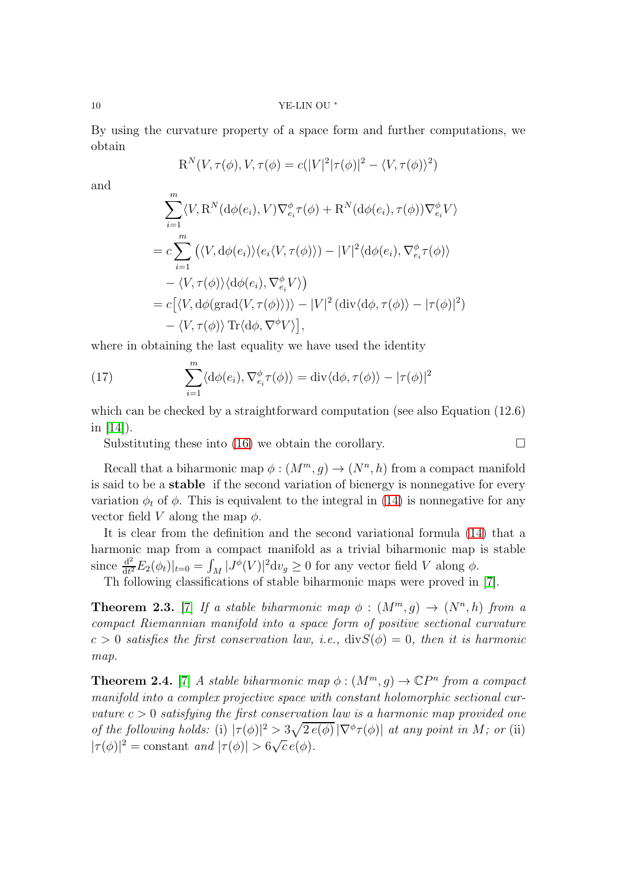By using the curvature property of a space form and further computations, we obtain

$$\mathrm{R}^N(V, \tau(\phi), V, \tau(\phi) = c(|V|^2|\tau(\phi)|^2 - \langle V, \tau(\phi)\rangle^2)$$

and

$$\begin{aligned}
&\sum_{i=1}^{m}\langle V, \mathrm{R}^N(\mathrm{d}\phi(e_i), V)\nabla^{\phi}_{e_i}\tau(\phi) + \mathrm{R}^N(\mathrm{d}\phi(e_i), \tau(\phi))\nabla^{\phi}_{e_i}V\rangle \\
&= c\sum_{i=1}^{m}\big(\langle V, \mathrm{d}\phi(e_i)\rangle(e_i\langle V, \tau(\phi)\rangle) - |V|^2\langle \mathrm{d}\phi(e_i), \nabla^{\phi}_{e_i}\tau(\phi)\rangle \\
&\quad - \langle V, \tau(\phi)\rangle\langle \mathrm{d}\phi(e_i), \nabla^{\phi}_{e_i}V\rangle\big) \\
&= c\big[\langle V, \mathrm{d}\phi(\mathrm{grad}\langle V, \tau(\phi)\rangle)\rangle - |V|^2\left(\mathrm{div}\langle \mathrm{d}\phi, \tau(\phi)\rangle - |\tau(\phi)|^2\right) \\
&\quad - \langle V, \tau(\phi)\rangle \,\mathrm{Tr}\langle \mathrm{d}\phi, \nabla^{\phi}V\rangle\big],
\end{aligned}$$

where in obtaining the last equality we have used the identity

$$\sum_{i=1}^{m}\langle \mathrm{d}\phi(e_i), \nabla^{\phi}_{e_i}\tau(\phi)\rangle = \mathrm{div}\langle \mathrm{d}\phi, \tau(\phi)\rangle - |\tau(\phi)|^2 \tag{17}$$

which can be checked by a straightforward computation (see also Equation (12.6) in [14]).

Substituting these into (16) we obtain the corollary. □

Recall that a biharmonic map $\phi : (M^m, g) \to (N^n, h)$ from a compact manifold is said to be a **stable** if the second variation of bienergy is nonnegative for every variation $\phi_t$ of $\phi$. This is equivalent to the integral in (14) is nonnegative for any vector field $V$ along the map $\phi$.

It is clear from the definition and the second variational formula (14) that a harmonic map from a compact manifold as a trivial biharmonic map is stable since $\frac{\mathrm{d}^2}{\mathrm{d}t^2}E_2(\phi_t)|_{t=0} = \int_M |J^{\phi}(V)|^2 \mathrm{d}v_g \geq 0$ for any vector field $V$ along $\phi$.

Th following classifications of stable biharmonic maps were proved in [7].

**Theorem 2.3.** [7] *If a stable biharmonic map $\phi : (M^m, g) \to (N^n, h)$ from a compact Riemannian manifold into a space form of positive sectional curvature $c > 0$ satisfies the first conservation law, i.e., $\mathrm{div}S(\phi) = 0$, then it is harmonic map.*

**Theorem 2.4.** [7] *A stable biharmonic map $\phi : (M^m, g) \to \mathbb{C}P^n$ from a compact manifold into a complex projective space with constant holomorphic sectional curvature $c > 0$ satisfying the first conservation law is a harmonic map provided one of the following holds:* (i) $|\tau(\phi)|^2 > 3\sqrt{2\,e(\phi)}\,|\nabla^{\phi}\tau(\phi)|$ *at any point in $M$; or* (ii) $|\tau(\phi)|^2 = \text{constant}$ *and* $|\tau(\phi)| > 6\sqrt{c}\,e(\phi)$.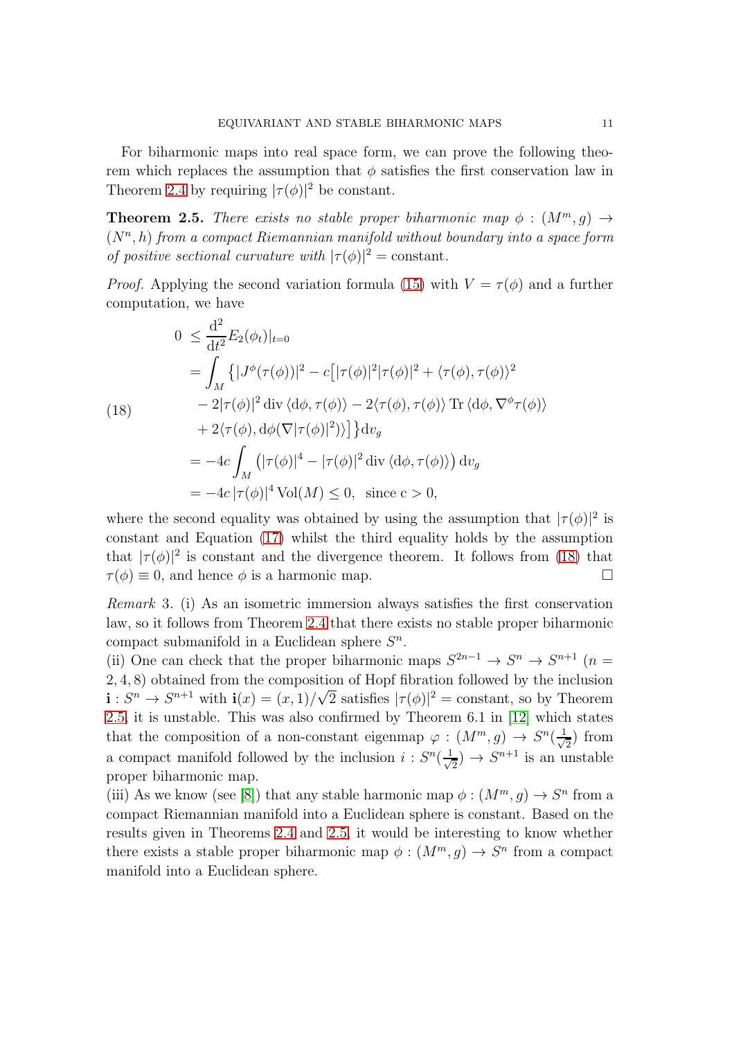For biharmonic maps into real space form, we can prove the following theorem which replaces the assumption that $\phi$ satisfies the first conservation law in Theorem 2.4 by requiring $|\tau(\phi)|^2$ be constant.

**Theorem 2.5.** *There exists no stable proper biharmonic map $\phi : (M^m, g) \to (N^n, h)$ from a compact Riemannian manifold without boundary into a space form of positive sectional curvature with $|\tau(\phi)|^2 =$ constant.*

*Proof.* Applying the second variation formula (15) with $V = \tau(\phi)$ and a further computation, we have

$$
\begin{aligned}
0 \; &\leq \frac{\mathrm{d}^2}{\mathrm{d}t^2} E_2(\phi_t)|_{t=0} \\
&= \int_M \big\{ |J^\phi(\tau(\phi))|^2 - c\big[ |\tau(\phi)|^2 |\tau(\phi)|^2 + \langle \tau(\phi), \tau(\phi) \rangle^2 \\
&\quad - 2|\tau(\phi)|^2 \operatorname{div} \langle \mathrm{d}\phi, \tau(\phi) \rangle - 2\langle \tau(\phi), \tau(\phi) \rangle \operatorname{Tr} \langle \mathrm{d}\phi, \nabla^\phi \tau(\phi) \rangle \\
&\quad + 2\langle \tau(\phi), \mathrm{d}\phi(\nabla |\tau(\phi)|^2) \rangle \big] \big\} \mathrm{d}v_g \\
&= -4c \int_M \big( |\tau(\phi)|^4 - |\tau(\phi)|^2 \operatorname{div} \langle \mathrm{d}\phi, \tau(\phi) \rangle \big) \, \mathrm{d}v_g \\
&= -4c \, |\tau(\phi)|^4 \operatorname{Vol}(M) \leq 0, \;\; \text{since c} > 0,
\end{aligned}
\tag{18}
$$

where the second equality was obtained by using the assumption that $|\tau(\phi)|^2$ is constant and Equation (17) whilst the third equality holds by the assumption that $|\tau(\phi)|^2$ is constant and the divergence theorem. It follows from (18) that $\tau(\phi) \equiv 0$, and hence $\phi$ is a harmonic map. $\square$

*Remark* 3. (i) As an isometric immersion always satisfies the first conservation law, so it follows from Theorem 2.4 that there exists no stable proper biharmonic compact submanifold in a Euclidean sphere $S^n$.

(ii) One can check that the proper biharmonic maps $S^{2n-1} \to S^n \to S^{n+1}$ ($n = 2, 4, 8$) obtained from the composition of Hopf fibration followed by the inclusion $\mathbf{i} : S^n \to S^{n+1}$ with $\mathbf{i}(x) = (x, 1)/\sqrt{2}$ satisfies $|\tau(\phi)|^2 =$ constant, so by Theorem 2.5, it is unstable. This was also confirmed by Theorem 6.1 in [12] which states that the composition of a non-constant eigenmap $\varphi : (M^m, g) \to S^n(\frac{1}{\sqrt{2}})$ from a compact manifold followed by the inclusion $i : S^n(\frac{1}{\sqrt{2}}) \to S^{n+1}$ is an unstable proper biharmonic map.

(iii) As we know (see [8]) that any stable harmonic map $\phi : (M^m, g) \to S^n$ from a compact Riemannian manifold into a Euclidean sphere is constant. Based on the results given in Theorems 2.4 and 2.5, it would be interesting to know whether there exists a stable proper biharmonic map $\phi : (M^m, g) \to S^n$ from a compact manifold into a Euclidean sphere.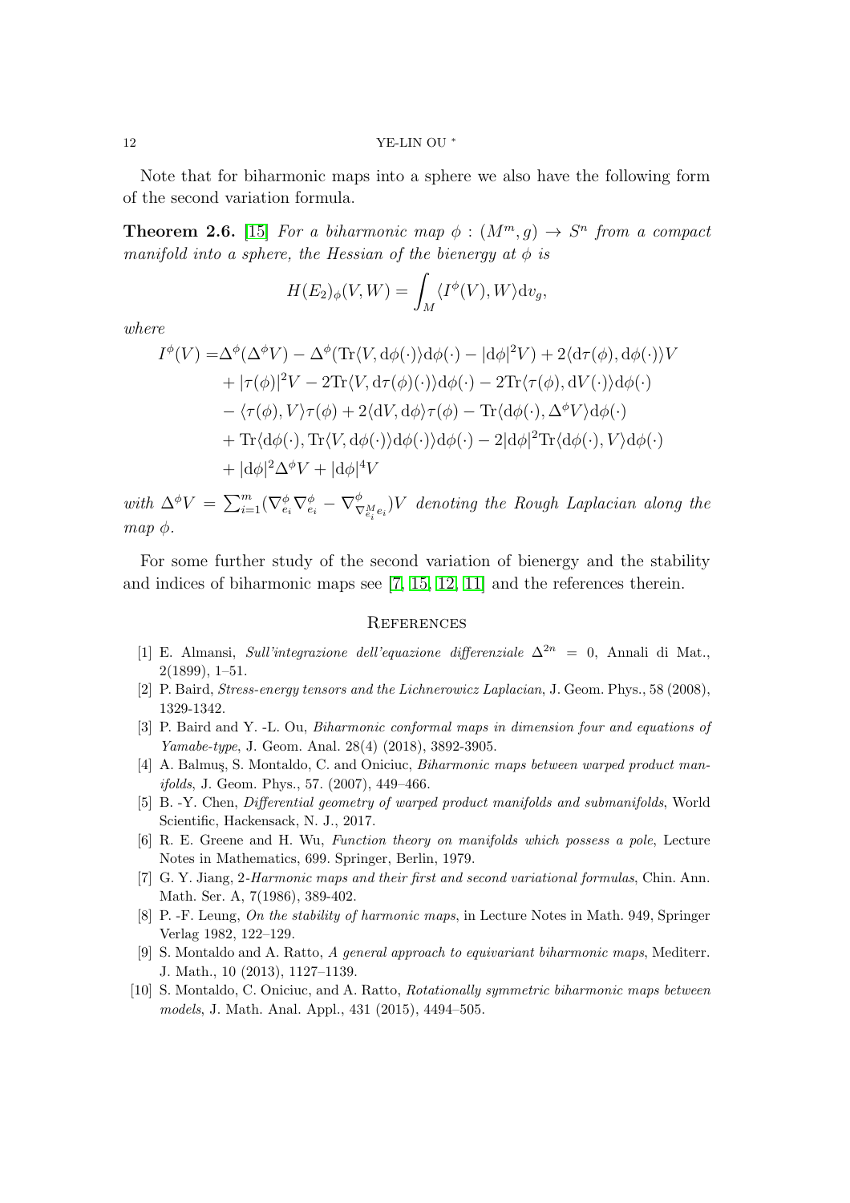Note that for biharmonic maps into a sphere we also have the following form of the second variation formula.

**Theorem 2.6.** [15] *For a biharmonic map $\phi : (M^m, g) \to S^n$ from a compact manifold into a sphere, the Hessian of the bienergy at $\phi$ is*

$$H(E_2)_\phi(V, W) = \int_M \langle I^\phi(V), W\rangle \mathrm{d}v_g,$$

*where*

$$\begin{aligned}
I^\phi(V) =& \Delta^\phi(\Delta^\phi V) - \Delta^\phi(\mathrm{Tr}\langle V, \mathrm{d}\phi(\cdot)\rangle \mathrm{d}\phi(\cdot) - |\mathrm{d}\phi|^2 V) + 2\langle \mathrm{d}\tau(\phi), \mathrm{d}\phi(\cdot)\rangle V \\
&+ |\tau(\phi)|^2 V - 2\mathrm{Tr}\langle V, \mathrm{d}\tau(\phi)(\cdot)\rangle \mathrm{d}\phi(\cdot) - 2\mathrm{Tr}\langle \tau(\phi), \mathrm{d}V(\cdot)\rangle \mathrm{d}\phi(\cdot) \\
&- \langle \tau(\phi), V\rangle \tau(\phi) + 2\langle \mathrm{d}V, \mathrm{d}\phi\rangle \tau(\phi) - \mathrm{Tr}\langle \mathrm{d}\phi(\cdot), \Delta^\phi V\rangle \mathrm{d}\phi(\cdot) \\
&+ \mathrm{Tr}\langle \mathrm{d}\phi(\cdot), \mathrm{Tr}\langle V, \mathrm{d}\phi(\cdot)\rangle \mathrm{d}\phi(\cdot)\rangle \mathrm{d}\phi(\cdot) - 2|\mathrm{d}\phi|^2 \mathrm{Tr}\langle \mathrm{d}\phi(\cdot), V\rangle \mathrm{d}\phi(\cdot) \\
&+ |\mathrm{d}\phi|^2 \Delta^\phi V + |\mathrm{d}\phi|^4 V
\end{aligned}$$

*with $\Delta^\phi V = \sum_{i=1}^m (\nabla^\phi_{e_i} \nabla^\phi_{e_i} - \nabla^\phi_{\nabla^M_{e_i} e_i})V$ denoting the Rough Laplacian along the map $\phi$.*

For some further study of the second variation of bienergy and the stability and indices of biharmonic maps see [7, 15, 12, 11] and the references therein.

## References

[1] E. Almansi, *Sull'integrazione dell'equazione differenziale $\Delta^{2n} = 0$*, Annali di Mat., 2(1899), 1–51.

[2] P. Baird, *Stress-energy tensors and the Lichnerowicz Laplacian*, J. Geom. Phys., 58 (2008), 1329-1342.

[3] P. Baird and Y. -L. Ou, *Biharmonic conformal maps in dimension four and equations of Yamabe-type*, J. Geom. Anal. 28(4) (2018), 3892-3905.

[4] A. Balmuş, S. Montaldo, C. and Oniciuc, *Biharmonic maps between warped product manifolds*, J. Geom. Phys., 57. (2007), 449–466.

[5] B. -Y. Chen, *Differential geometry of warped product manifolds and submanifolds*, World Scientific, Hackensack, N. J., 2017.

[6] R. E. Greene and H. Wu, *Function theory on manifolds which possess a pole*, Lecture Notes in Mathematics, 699. Springer, Berlin, 1979.

[7] G. Y. Jiang, *2-Harmonic maps and their first and second variational formulas*, Chin. Ann. Math. Ser. A, 7(1986), 389-402.

[8] P. -F. Leung, *On the stability of harmonic maps*, in Lecture Notes in Math. 949, Springer Verlag 1982, 122–129.

[9] S. Montaldo and A. Ratto, *A general approach to equivariant biharmonic maps*, Mediterr. J. Math., 10 (2013), 1127–1139.

[10] S. Montaldo, C. Oniciuc, and A. Ratto, *Rotationally symmetric biharmonic maps between models*, J. Math. Anal. Appl., 431 (2015), 4494–505.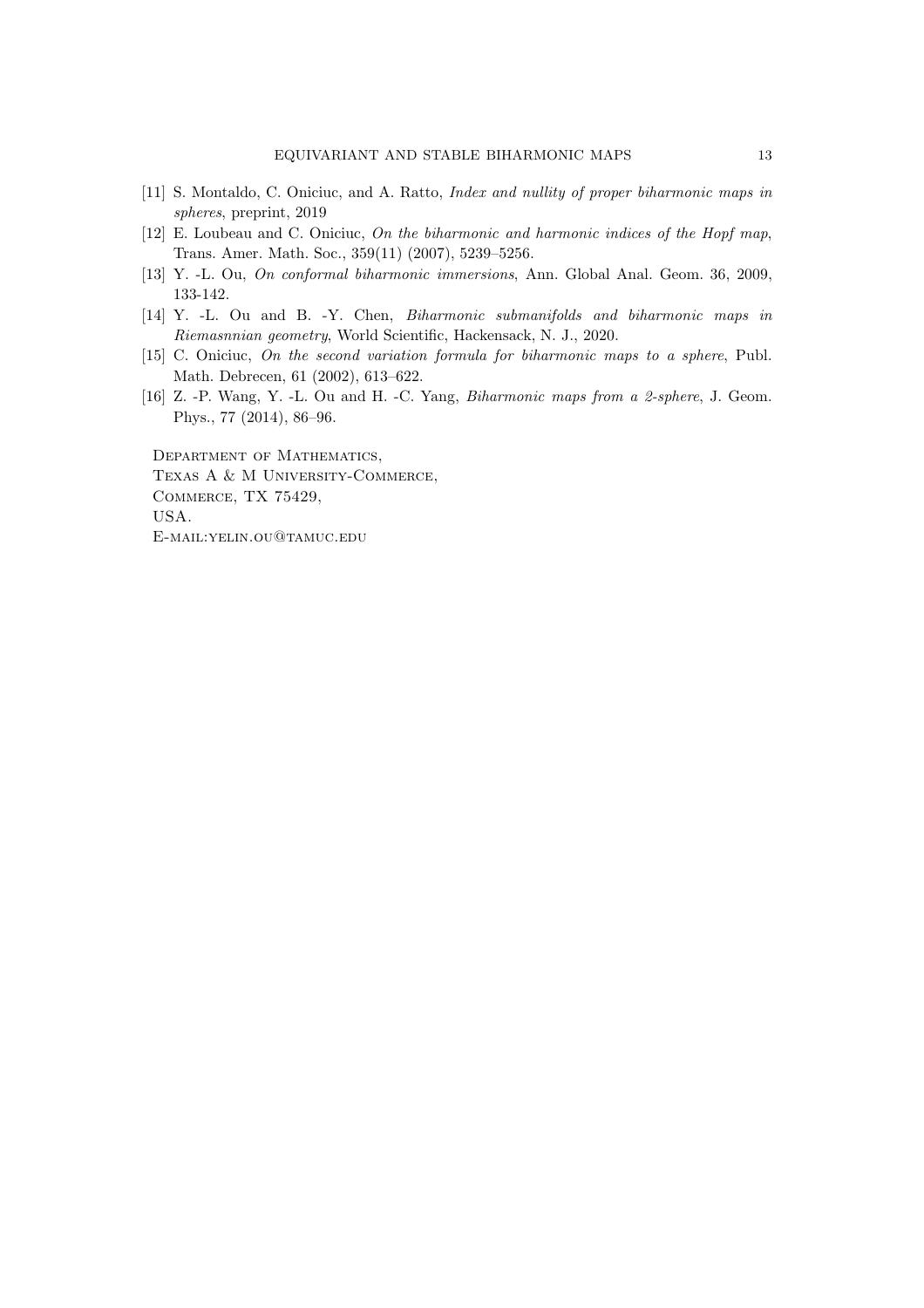[11] S. Montaldo, C. Oniciuc, and A. Ratto, *Index and nullity of proper biharmonic maps in spheres*, preprint, 2019

[12] E. Loubeau and C. Oniciuc, *On the biharmonic and harmonic indices of the Hopf map*, Trans. Amer. Math. Soc., 359(11) (2007), 5239–5256.

[13] Y. -L. Ou, *On conformal biharmonic immersions*, Ann. Global Anal. Geom. 36, 2009, 133-142.

[14] Y. -L. Ou and B. -Y. Chen, *Biharmonic submanifolds and biharmonic maps in Riemasnnian geometry*, World Scientific, Hackensack, N. J., 2020.

[15] C. Oniciuc, *On the second variation formula for biharmonic maps to a sphere*, Publ. Math. Debrecen, 61 (2002), 613–622.

[16] Z. -P. Wang, Y. -L. Ou and H. -C. Yang, *Biharmonic maps from a 2-sphere*, J. Geom. Phys., 77 (2014), 86–96.

Department of Mathematics,
Texas A & M University-Commerce,
Commerce, TX 75429,
USA.
E-mail:yelin.ou@tamuc.edu